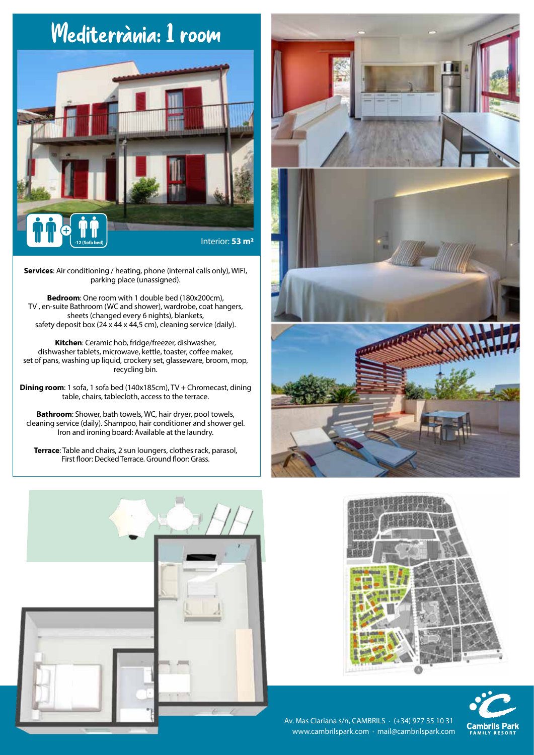# Mediterrània: 1 room

-12 (Sofa bed)

Interior: **53 m²**

**Services**: Air conditioning / heating, phone (internal calls only), WIFI, parking place (unassigned).

**Bedroom**: One room with 1 double bed (180x200cm), TV , en-suite Bathroom (WC and shower), wardrobe, coat hangers, sheets (changed every 6 nights), blankets, safety deposit box (24 x 44 x 44,5 cm), cleaning service (daily).

**Kitchen**: Ceramic hob, fridge/freezer, dishwasher, dishwasher tablets, microwave, kettle, toaster, coffee maker, set of pans, washing up liquid, crockery set, glassware, broom, mop, recycling bin.

**Dining room**: 1 sofa, 1 sofa bed (140x185cm), TV + Chromecast, dining table, chairs, tablecloth, access to the terrace.

**Bathroom**: Shower, bath towels, WC, hair dryer, pool towels, cleaning service (daily). Shampoo, hair conditioner and shower gel. Iron and ironing board: Available at the laundry.

**Terrace**: Table and chairs, 2 sun loungers, clothes rack, parasol, First floor: Decked Terrace. Ground floor: Grass.

Av. Mas Clariana s/n, CAMBRILS · (+34) 977 35 10 31
www.cambrilspark.com · mail@cambrilspark.com

Cambrils Park
FAMILY RESORT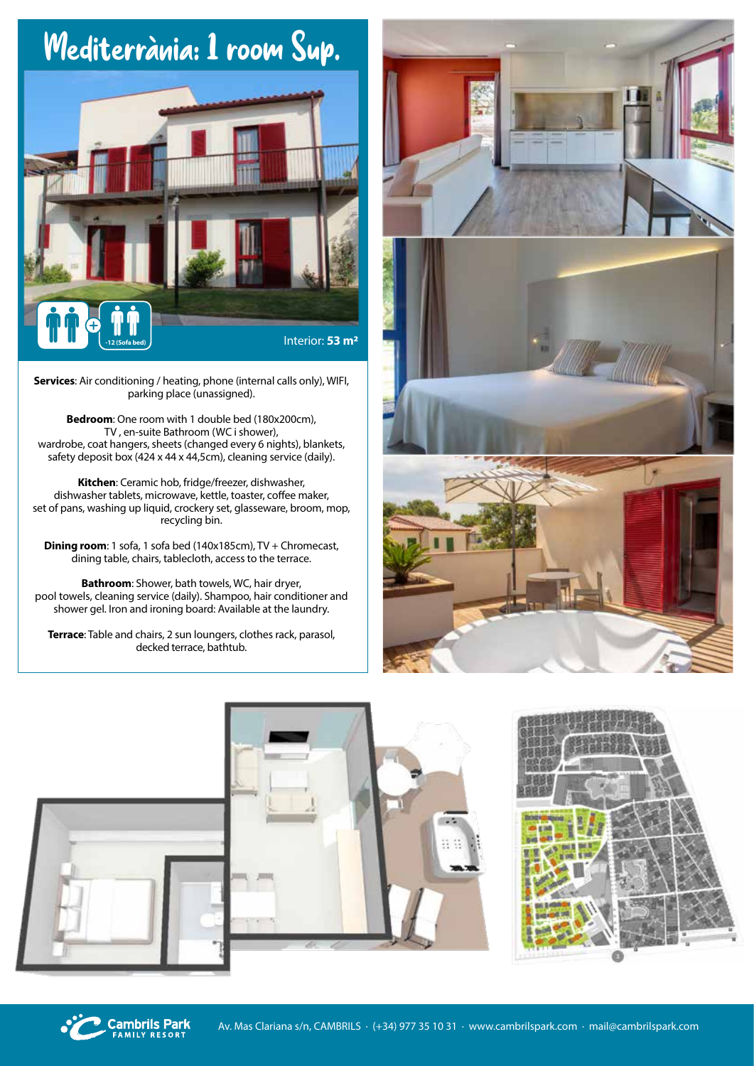# Mediterrània: 1 room Sup.

-12 (Sofa bed)

Interior: **53 m²**

**Services**: Air conditioning / heating, phone (internal calls only), WIFI, parking place (unassigned).

**Bedroom**: One room with 1 double bed (180x200cm), TV , en-suite Bathroom (WC i shower), wardrobe, coat hangers, sheets (changed every 6 nights), blankets, safety deposit box (424 x 44 x 44,5cm), cleaning service (daily).

**Kitchen**: Ceramic hob, fridge/freezer, dishwasher, dishwasher tablets, microwave, kettle, toaster, coffee maker, set of pans, washing up liquid, crockery set, glassware, broom, mop, recycling bin.

**Dining room**: 1 sofa, 1 sofa bed (140x185cm), TV + Chromecast, dining table, chairs, tablecloth, access to the terrace.

**Bathroom**: Shower, bath towels, WC, hair dryer, pool towels, cleaning service (daily). Shampoo, hair conditioner and shower gel. Iron and ironing board: Available at the laundry.

**Terrace**: Table and chairs, 2 sun loungers, clothes rack, parasol, decked terrace, bathtub.

Cambrils Park FAMILY RESORT

Av. Mas Clariana s/n, CAMBRILS · (+34) 977 35 10 31 · www.cambrilspark.com · mail@cambrilspark.com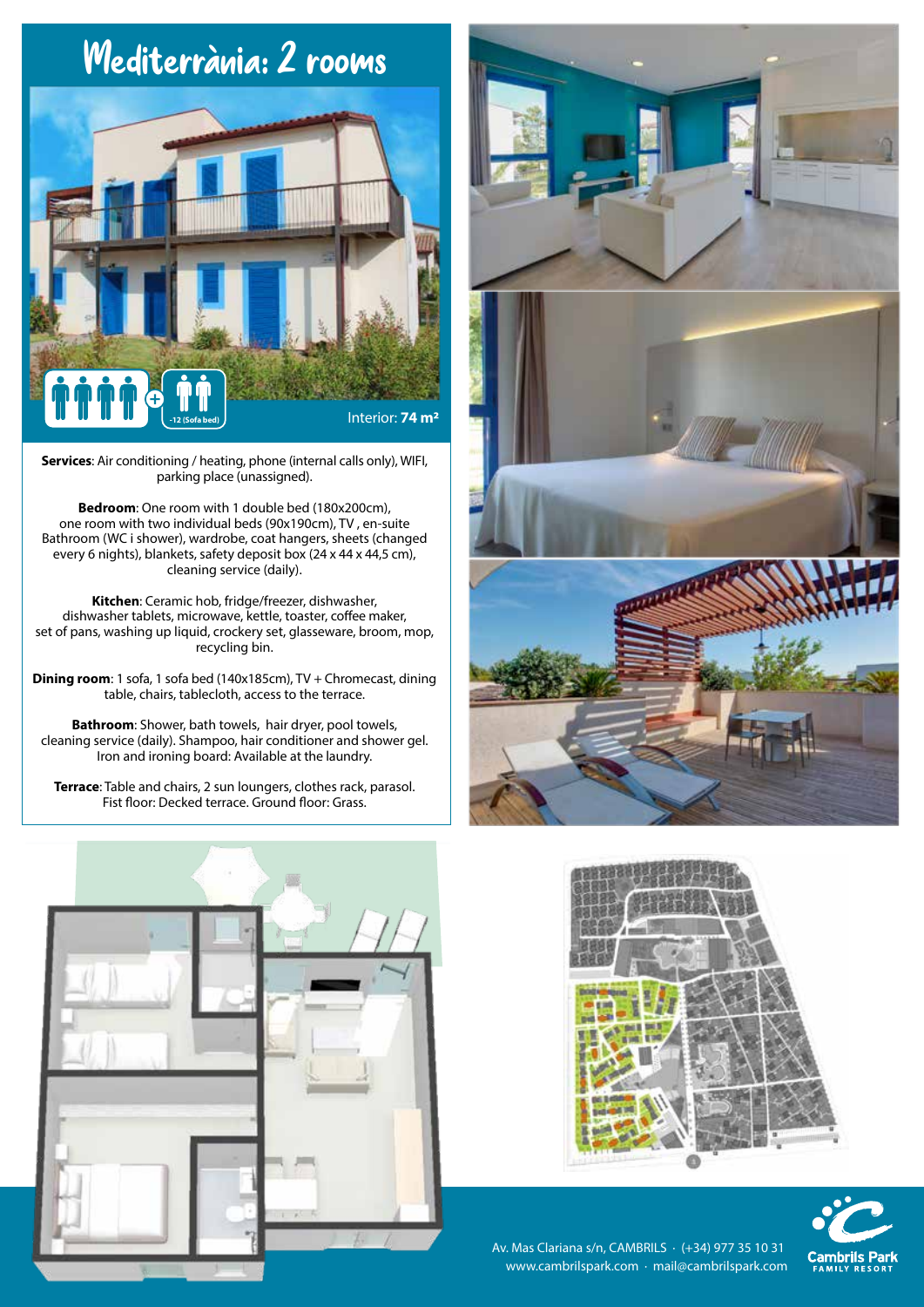# Mediterrània: 2 rooms

-12 (Sofa bed)

Interior: **74 m²**

**Services**: Air conditioning / heating, phone (internal calls only), WIFI, parking place (unassigned).

**Bedroom**: One room with 1 double bed (180x200cm), one room with two individual beds (90x190cm), TV , en-suite Bathroom (WC i shower), wardrobe, coat hangers, sheets (changed every 6 nights), blankets, safety deposit box (24 x 44 x 44,5 cm), cleaning service (daily).

**Kitchen**: Ceramic hob, fridge/freezer, dishwasher, dishwasher tablets, microwave, kettle, toaster, coffee maker, set of pans, washing up liquid, crockery set, glassware, broom, mop, recycling bin.

**Dining room**: 1 sofa, 1 sofa bed (140x185cm), TV + Chromecast, dining table, chairs, tablecloth, access to the terrace.

**Bathroom**: Shower, bath towels, hair dryer, pool towels, cleaning service (daily). Shampoo, hair conditioner and shower gel. Iron and ironing board: Available at the laundry.

**Terrace**: Table and chairs, 2 sun loungers, clothes rack, parasol. Fist floor: Decked terrace. Ground floor: Grass.

Av. Mas Clariana s/n, CAMBRILS · (+34) 977 35 10 31
www.cambrilspark.com · mail@cambrilspark.com

Cambrils Park FAMILY RESORT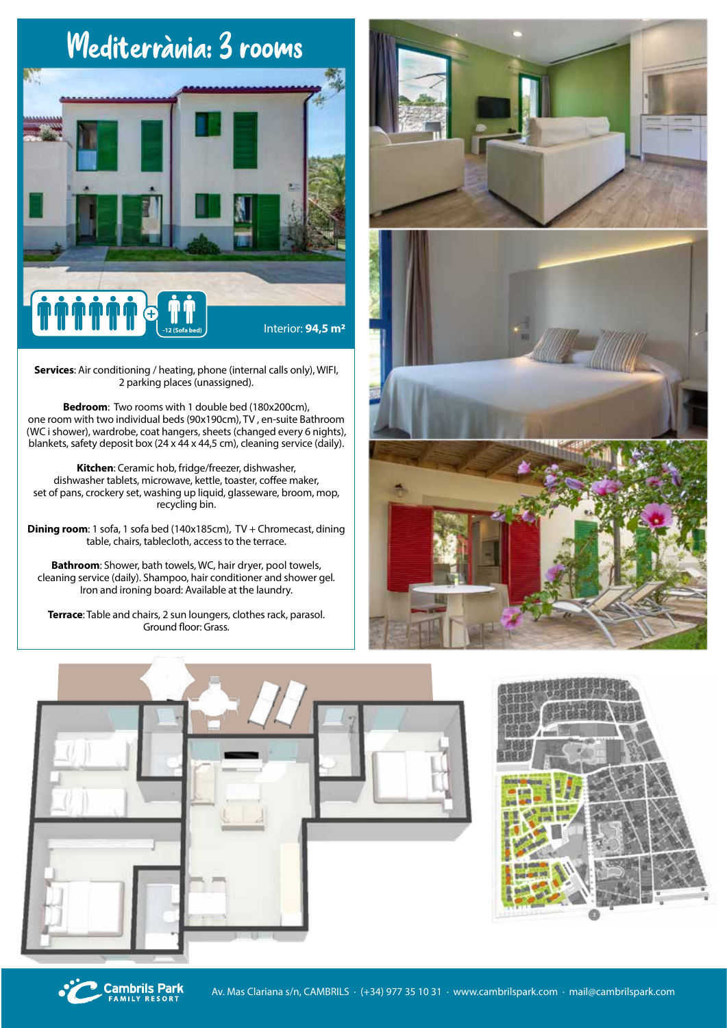# Mediterrània: 3 rooms

+ -12 (Sofa bed)

Interior: **94,5 m²**

**Services**: Air conditioning / heating, phone (internal calls only), WIFI, 2 parking places (unassigned).

**Bedroom**: Two rooms with 1 double bed (180x200cm), one room with two individual beds (90x190cm), TV , en-suite Bathroom (WC i shower), wardrobe, coat hangers, sheets (changed every 6 nights), blankets, safety deposit box (24 x 44 x 44,5 cm), cleaning service (daily).

**Kitchen**: Ceramic hob, fridge/freezer, dishwasher, dishwasher tablets, microwave, kettle, toaster, coffee maker, set of pans, crockery set, washing up liquid, glassware, broom, mop, recycling bin.

**Dining room**: 1 sofa, 1 sofa bed (140x185cm), TV + Chromecast, dining table, chairs, tablecloth, access to the terrace.

**Bathroom**: Shower, bath towels, WC, hair dryer, pool towels, cleaning service (daily). Shampoo, hair conditioner and shower gel. Iron and ironing board: Available at the laundry.

**Terrace**: Table and chairs, 2 sun loungers, clothes rack, parasol. Ground floor: Grass.

Cambrils Park FAMILY RESORT

Av. Mas Clariana s/n, CAMBRILS · (+34) 977 35 10 31 · www.cambrilspark.com · mail@cambrilspark.com